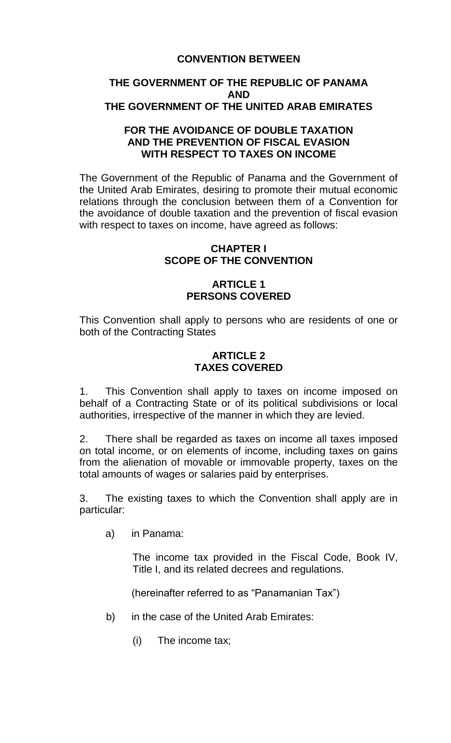# CONVENTION BETWEEN

## THE GOVERNMENT OF THE REPUBLIC OF PANAMA AND THE GOVERNMENT OF THE UNITED ARAB EMIRATES

## FOR THE AVOIDANCE OF DOUBLE TAXATION AND THE PREVENTION OF FISCAL EVASION WITH RESPECT TO TAXES ON INCOME

The Government of the Republic of Panama and the Government of the United Arab Emirates, desiring to promote their mutual economic relations through the conclusion between them of a Convention for the avoidance of double taxation and the prevention of fiscal evasion with respect to taxes on income, have agreed as follows:

## CHAPTER I
## SCOPE OF THE CONVENTION

### ARTICLE 1
### PERSONS COVERED

This Convention shall apply to persons who are residents of one or both of the Contracting States

### ARTICLE 2
### TAXES COVERED

1. This Convention shall apply to taxes on income imposed on behalf of a Contracting State or of its political subdivisions or local authorities, irrespective of the manner in which they are levied.

2. There shall be regarded as taxes on income all taxes imposed on total income, or on elements of income, including taxes on gains from the alienation of movable or immovable property, taxes on the total amounts of wages or salaries paid by enterprises.

3. The existing taxes to which the Convention shall apply are in particular:

a) in Panama:

The income tax provided in the Fiscal Code, Book IV, Title I, and its related decrees and regulations.

(hereinafter referred to as "Panamanian Tax")

b) in the case of the United Arab Emirates:

(i) The income tax;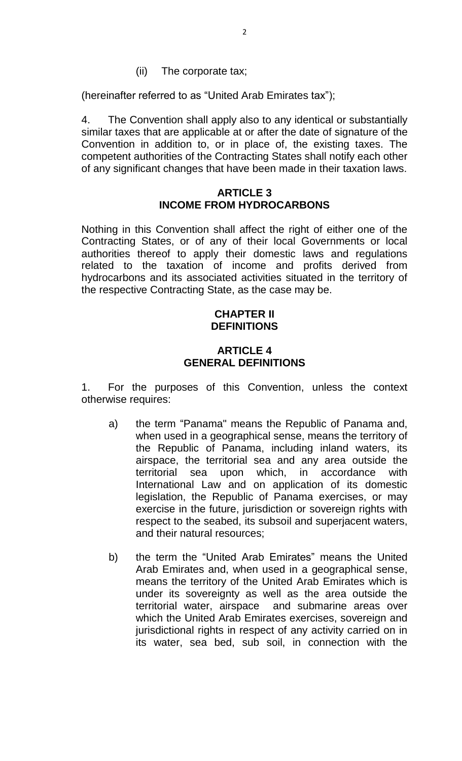(ii) The corporate tax;

(hereinafter referred to as "United Arab Emirates tax");

4. The Convention shall apply also to any identical or substantially similar taxes that are applicable at or after the date of signature of the Convention in addition to, or in place of, the existing taxes. The competent authorities of the Contracting States shall notify each other of any significant changes that have been made in their taxation laws.

## ARTICLE 3
## INCOME FROM HYDROCARBONS

Nothing in this Convention shall affect the right of either one of the Contracting States, or of any of their local Governments or local authorities thereof to apply their domestic laws and regulations related to the taxation of income and profits derived from hydrocarbons and its associated activities situated in the territory of the respective Contracting State, as the case may be.

## CHAPTER II
## DEFINITIONS

## ARTICLE 4
## GENERAL DEFINITIONS

1. For the purposes of this Convention, unless the context otherwise requires:

a) the term "Panama" means the Republic of Panama and, when used in a geographical sense, means the territory of the Republic of Panama, including inland waters, its airspace, the territorial sea and any area outside the territorial sea upon which, in accordance with International Law and on application of its domestic legislation, the Republic of Panama exercises, or may exercise in the future, jurisdiction or sovereign rights with respect to the seabed, its subsoil and superjacent waters, and their natural resources;

b) the term the "United Arab Emirates" means the United Arab Emirates and, when used in a geographical sense, means the territory of the United Arab Emirates which is under its sovereignty as well as the area outside the territorial water, airspace and submarine areas over which the United Arab Emirates exercises, sovereign and jurisdictional rights in respect of any activity carried on in its water, sea bed, sub soil, in connection with the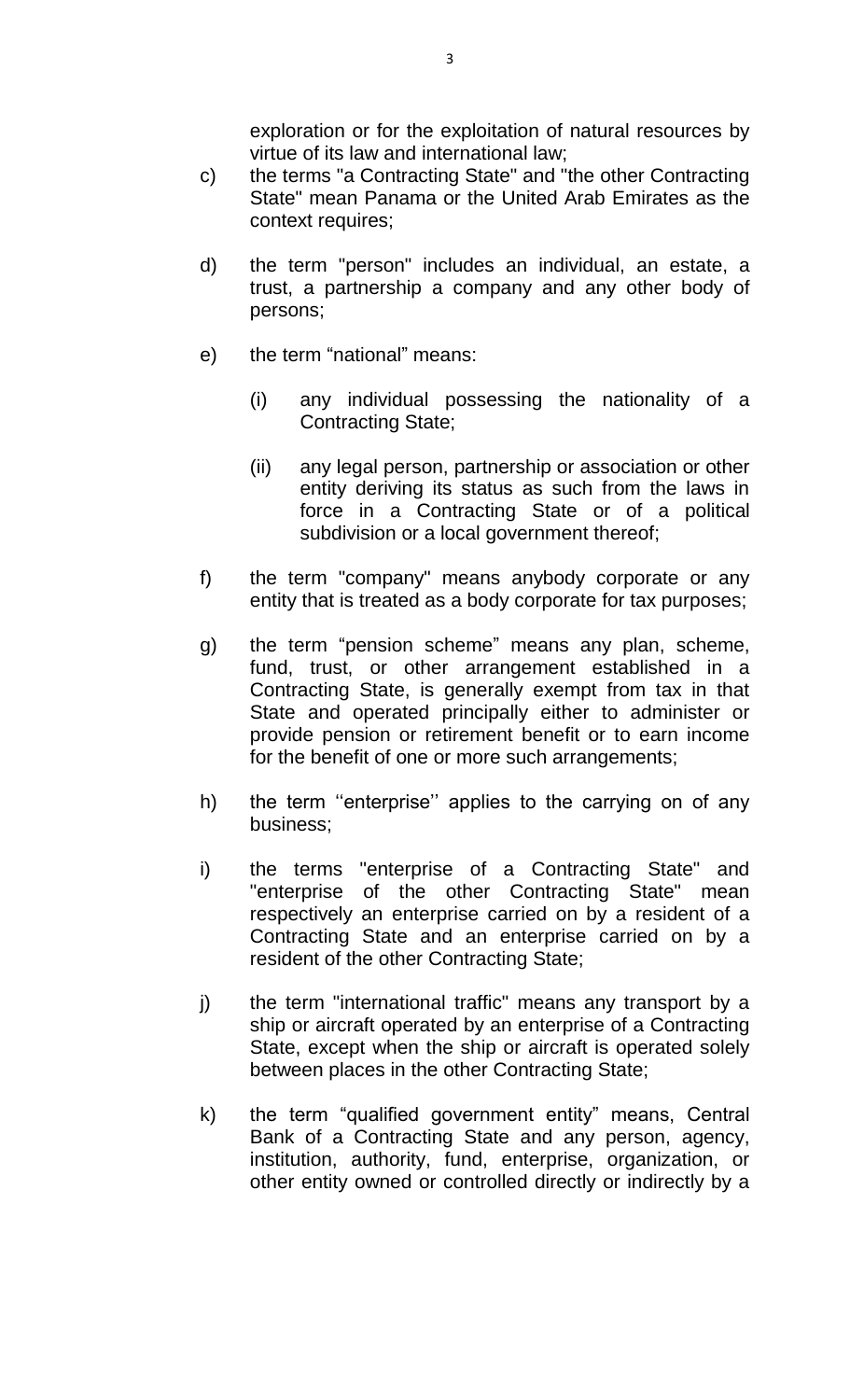exploration or for the exploitation of natural resources by virtue of its law and international law;

c) the terms "a Contracting State" and "the other Contracting State" mean Panama or the United Arab Emirates as the context requires;

d) the term "person" includes an individual, an estate, a trust, a partnership a company and any other body of persons;

e) the term “national” means:

   (i) any individual possessing the nationality of a Contracting State;

   (ii) any legal person, partnership or association or other entity deriving its status as such from the laws in force in a Contracting State or of a political subdivision or a local government thereof;

f) the term "company" means anybody corporate or any entity that is treated as a body corporate for tax purposes;

g) the term “pension scheme” means any plan, scheme, fund, trust, or other arrangement established in a Contracting State, is generally exempt from tax in that State and operated principally either to administer or provide pension or retirement benefit or to earn income for the benefit of one or more such arrangements;

h) the term ‘‘enterprise’’ applies to the carrying on of any business;

i) the terms "enterprise of a Contracting State" and "enterprise of the other Contracting State" mean respectively an enterprise carried on by a resident of a Contracting State and an enterprise carried on by a resident of the other Contracting State;

j) the term "international traffic" means any transport by a ship or aircraft operated by an enterprise of a Contracting State, except when the ship or aircraft is operated solely between places in the other Contracting State;

k) the term “qualified government entity” means, Central Bank of a Contracting State and any person, agency, institution, authority, fund, enterprise, organization, or other entity owned or controlled directly or indirectly by a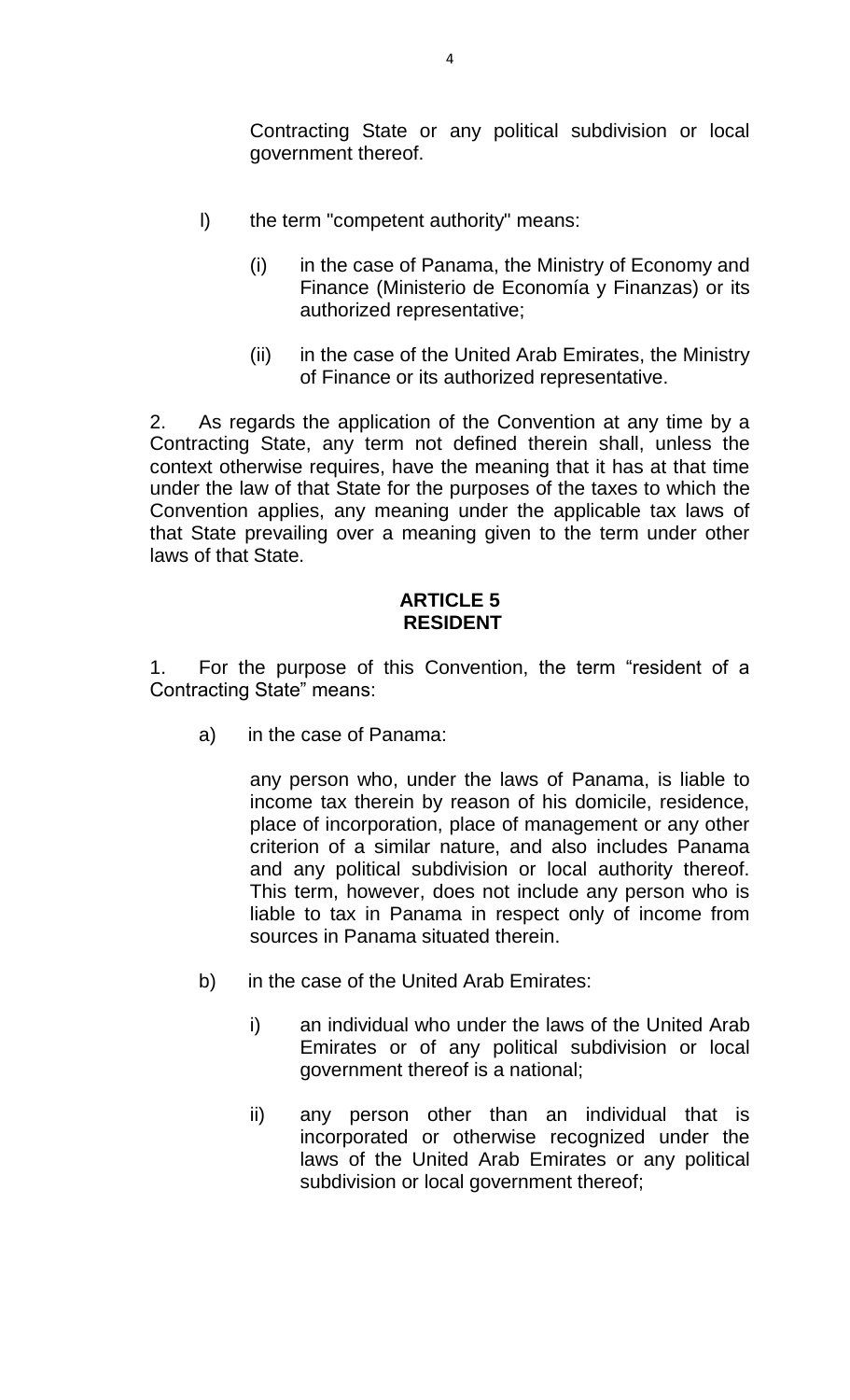Contracting State or any political subdivision or local government thereof.

l) the term "competent authority" means:

(i) in the case of Panama, the Ministry of Economy and Finance (Ministerio de Economía y Finanzas) or its authorized representative;

(ii) in the case of the United Arab Emirates, the Ministry of Finance or its authorized representative.

2. As regards the application of the Convention at any time by a Contracting State, any term not defined therein shall, unless the context otherwise requires, have the meaning that it has at that time under the law of that State for the purposes of the taxes to which the Convention applies, any meaning under the applicable tax laws of that State prevailing over a meaning given to the term under other laws of that State.

## ARTICLE 5
## RESIDENT

1. For the purpose of this Convention, the term "resident of a Contracting State" means:

a) in the case of Panama:

any person who, under the laws of Panama, is liable to income tax therein by reason of his domicile, residence, place of incorporation, place of management or any other criterion of a similar nature, and also includes Panama and any political subdivision or local authority thereof. This term, however, does not include any person who is liable to tax in Panama in respect only of income from sources in Panama situated therein.

b) in the case of the United Arab Emirates:

i) an individual who under the laws of the United Arab Emirates or of any political subdivision or local government thereof is a national;

ii) any person other than an individual that is incorporated or otherwise recognized under the laws of the United Arab Emirates or any political subdivision or local government thereof;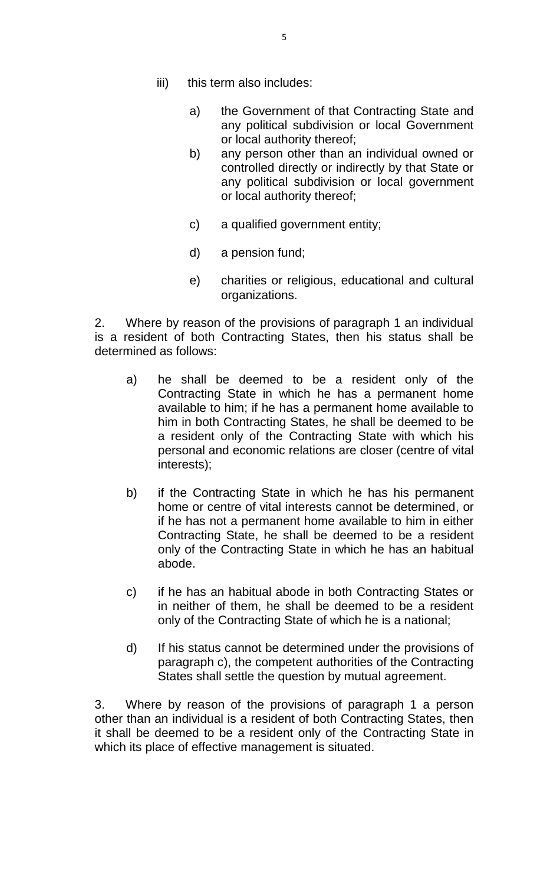iii) this term also includes:

   a) the Government of that Contracting State and any political subdivision or local Government or local authority thereof;
   b) any person other than an individual owned or controlled directly or indirectly by that State or any political subdivision or local government or local authority thereof;
   c) a qualified government entity;
   d) a pension fund;
   e) charities or religious, educational and cultural organizations.

2. Where by reason of the provisions of paragraph 1 an individual is a resident of both Contracting States, then his status shall be determined as follows:

   a) he shall be deemed to be a resident only of the Contracting State in which he has a permanent home available to him; if he has a permanent home available to him in both Contracting States, he shall be deemed to be a resident only of the Contracting State with which his personal and economic relations are closer (centre of vital interests);

   b) if the Contracting State in which he has his permanent home or centre of vital interests cannot be determined, or if he has not a permanent home available to him in either Contracting State, he shall be deemed to be a resident only of the Contracting State in which he has an habitual abode.

   c) if he has an habitual abode in both Contracting States or in neither of them, he shall be deemed to be a resident only of the Contracting State of which he is a national;

   d) If his status cannot be determined under the provisions of paragraph c), the competent authorities of the Contracting States shall settle the question by mutual agreement.

3. Where by reason of the provisions of paragraph 1 a person other than an individual is a resident of both Contracting States, then it shall be deemed to be a resident only of the Contracting State in which its place of effective management is situated.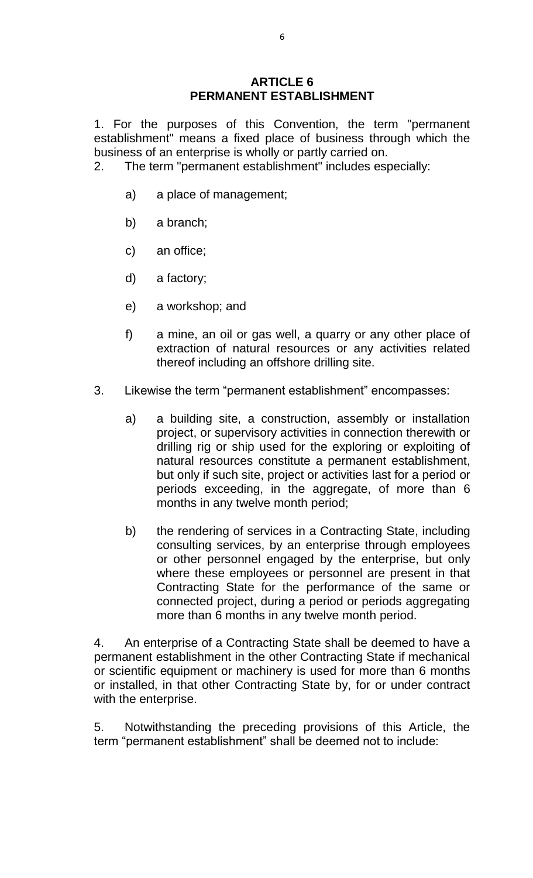## ARTICLE 6
## PERMANENT ESTABLISHMENT

1. For the purposes of this Convention, the term "permanent establishment" means a fixed place of business through which the business of an enterprise is wholly or partly carried on.

2. The term "permanent establishment" includes especially:

   a) a place of management;

   b) a branch;

   c) an office;

   d) a factory;

   e) a workshop; and

   f) a mine, an oil or gas well, a quarry or any other place of extraction of natural resources or any activities related thereof including an offshore drilling site.

3. Likewise the term "permanent establishment" encompasses:

   a) a building site, a construction, assembly or installation project, or supervisory activities in connection therewith or drilling rig or ship used for the exploring or exploiting of natural resources constitute a permanent establishment, but only if such site, project or activities last for a period or periods exceeding, in the aggregate, of more than 6 months in any twelve month period;

   b) the rendering of services in a Contracting State, including consulting services, by an enterprise through employees or other personnel engaged by the enterprise, but only where these employees or personnel are present in that Contracting State for the performance of the same or connected project, during a period or periods aggregating more than 6 months in any twelve month period.

4. An enterprise of a Contracting State shall be deemed to have a permanent establishment in the other Contracting State if mechanical or scientific equipment or machinery is used for more than 6 months or installed, in that other Contracting State by, for or under contract with the enterprise.

5. Notwithstanding the preceding provisions of this Article, the term "permanent establishment" shall be deemed not to include: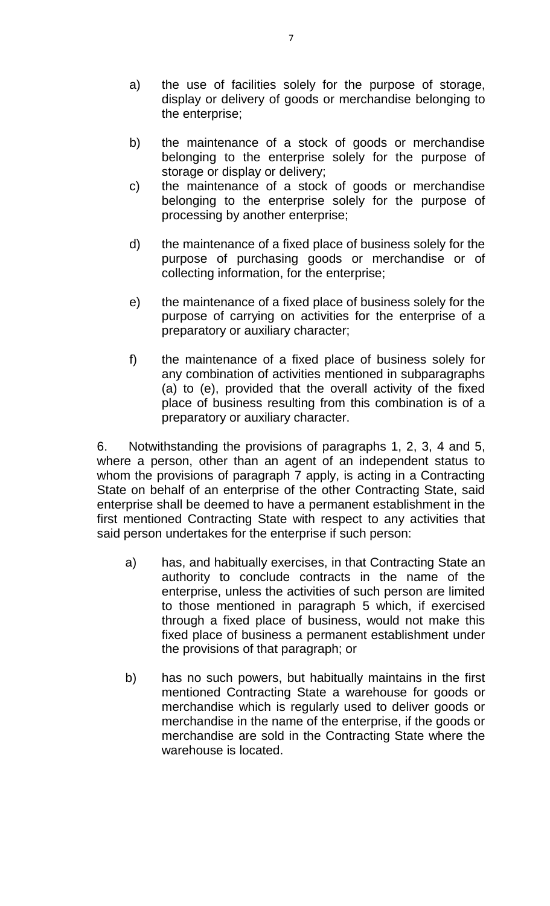a) the use of facilities solely for the purpose of storage, display or delivery of goods or merchandise belonging to the enterprise;

b) the maintenance of a stock of goods or merchandise belonging to the enterprise solely for the purpose of storage or display or delivery;

c) the maintenance of a stock of goods or merchandise belonging to the enterprise solely for the purpose of processing by another enterprise;

d) the maintenance of a fixed place of business solely for the purpose of purchasing goods or merchandise or of collecting information, for the enterprise;

e) the maintenance of a fixed place of business solely for the purpose of carrying on activities for the enterprise of a preparatory or auxiliary character;

f) the maintenance of a fixed place of business solely for any combination of activities mentioned in subparagraphs (a) to (e), provided that the overall activity of the fixed place of business resulting from this combination is of a preparatory or auxiliary character.

6. Notwithstanding the provisions of paragraphs 1, 2, 3, 4 and 5, where a person, other than an agent of an independent status to whom the provisions of paragraph 7 apply, is acting in a Contracting State on behalf of an enterprise of the other Contracting State, said enterprise shall be deemed to have a permanent establishment in the first mentioned Contracting State with respect to any activities that said person undertakes for the enterprise if such person:

a) has, and habitually exercises, in that Contracting State an authority to conclude contracts in the name of the enterprise, unless the activities of such person are limited to those mentioned in paragraph 5 which, if exercised through a fixed place of business, would not make this fixed place of business a permanent establishment under the provisions of that paragraph; or

b) has no such powers, but habitually maintains in the first mentioned Contracting State a warehouse for goods or merchandise which is regularly used to deliver goods or merchandise in the name of the enterprise, if the goods or merchandise are sold in the Contracting State where the warehouse is located.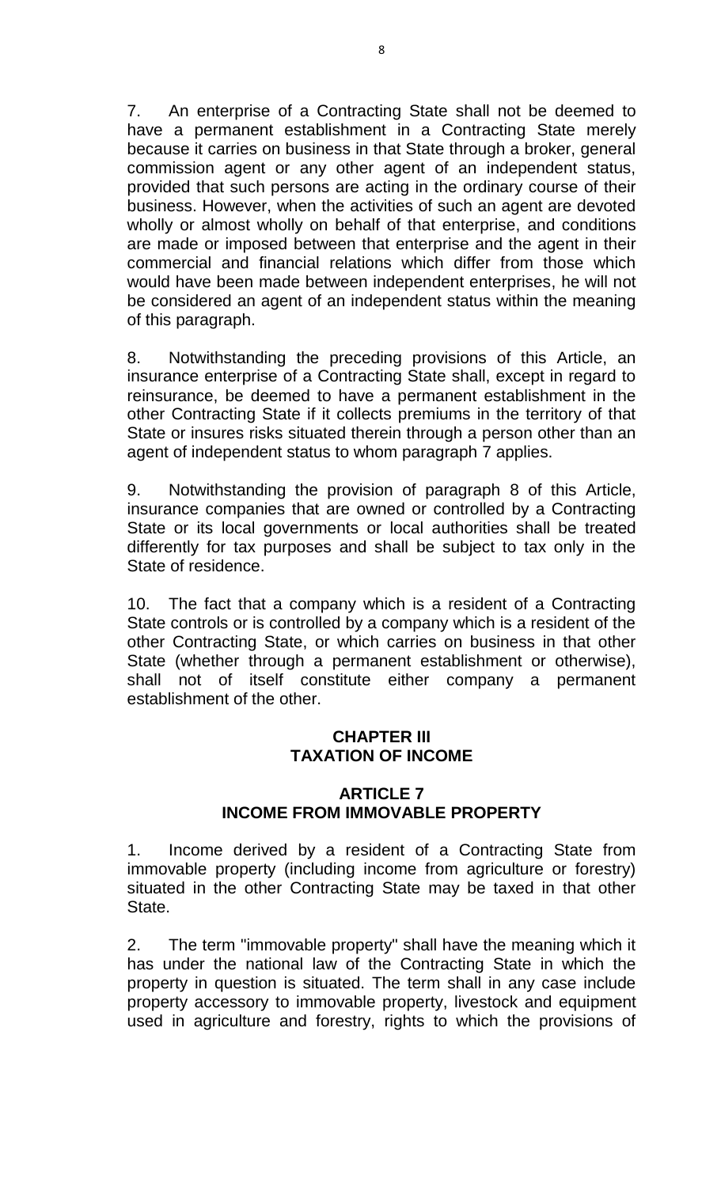7. An enterprise of a Contracting State shall not be deemed to have a permanent establishment in a Contracting State merely because it carries on business in that State through a broker, general commission agent or any other agent of an independent status, provided that such persons are acting in the ordinary course of their business. However, when the activities of such an agent are devoted wholly or almost wholly on behalf of that enterprise, and conditions are made or imposed between that enterprise and the agent in their commercial and financial relations which differ from those which would have been made between independent enterprises, he will not be considered an agent of an independent status within the meaning of this paragraph.

8. Notwithstanding the preceding provisions of this Article, an insurance enterprise of a Contracting State shall, except in regard to reinsurance, be deemed to have a permanent establishment in the other Contracting State if it collects premiums in the territory of that State or insures risks situated therein through a person other than an agent of independent status to whom paragraph 7 applies.

9. Notwithstanding the provision of paragraph 8 of this Article, insurance companies that are owned or controlled by a Contracting State or its local governments or local authorities shall be treated differently for tax purposes and shall be subject to tax only in the State of residence.

10. The fact that a company which is a resident of a Contracting State controls or is controlled by a company which is a resident of the other Contracting State, or which carries on business in that other State (whether through a permanent establishment or otherwise), shall not of itself constitute either company a permanent establishment of the other.

## CHAPTER III
## TAXATION OF INCOME

### ARTICLE 7
### INCOME FROM IMMOVABLE PROPERTY

1. Income derived by a resident of a Contracting State from immovable property (including income from agriculture or forestry) situated in the other Contracting State may be taxed in that other State.

2. The term "immovable property" shall have the meaning which it has under the national law of the Contracting State in which the property in question is situated. The term shall in any case include property accessory to immovable property, livestock and equipment used in agriculture and forestry, rights to which the provisions of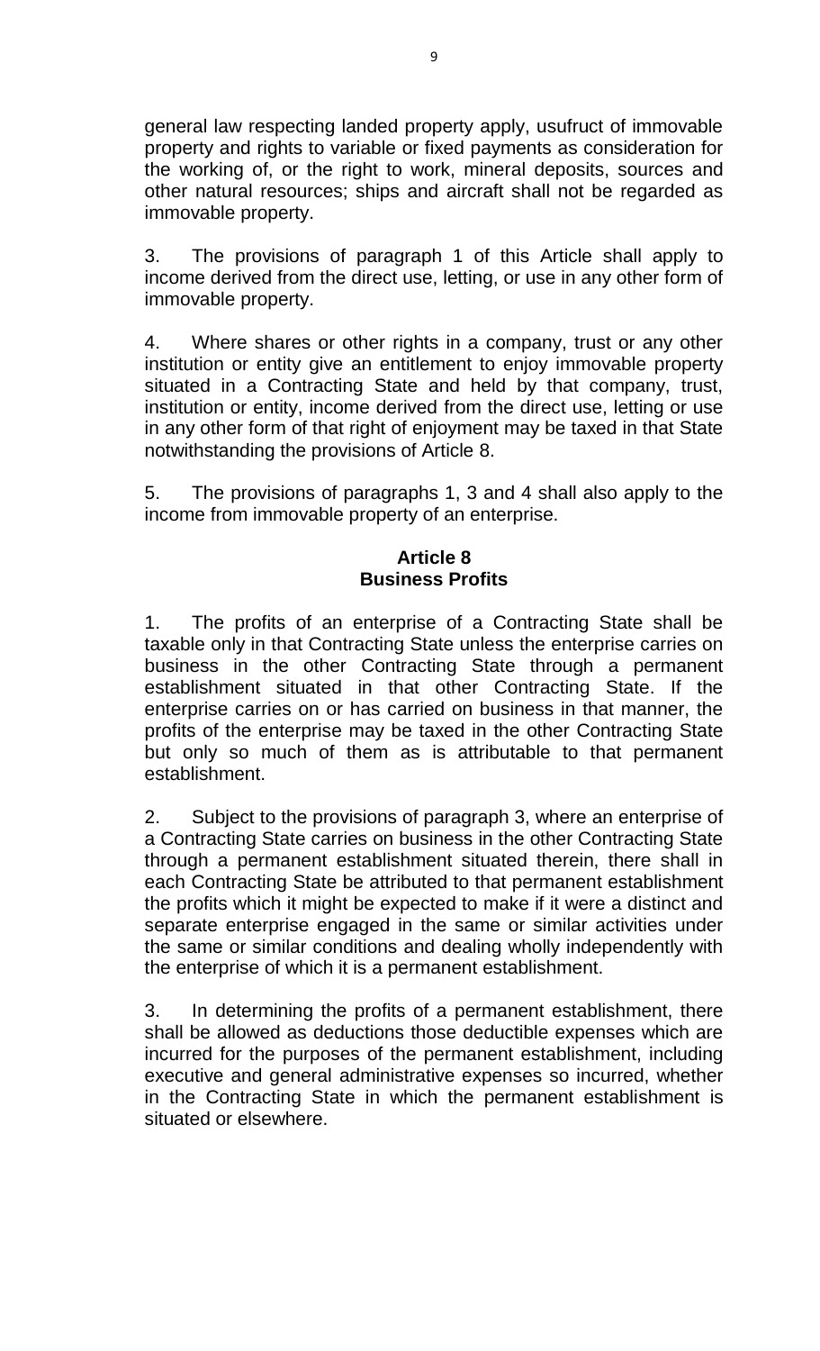general law respecting landed property apply, usufruct of immovable property and rights to variable or fixed payments as consideration for the working of, or the right to work, mineral deposits, sources and other natural resources; ships and aircraft shall not be regarded as immovable property.

3. The provisions of paragraph 1 of this Article shall apply to income derived from the direct use, letting, or use in any other form of immovable property.

4. Where shares or other rights in a company, trust or any other institution or entity give an entitlement to enjoy immovable property situated in a Contracting State and held by that company, trust, institution or entity, income derived from the direct use, letting or use in any other form of that right of enjoyment may be taxed in that State notwithstanding the provisions of Article 8.

5. The provisions of paragraphs 1, 3 and 4 shall also apply to the income from immovable property of an enterprise.

## Article 8
## Business Profits

1. The profits of an enterprise of a Contracting State shall be taxable only in that Contracting State unless the enterprise carries on business in the other Contracting State through a permanent establishment situated in that other Contracting State. If the enterprise carries on or has carried on business in that manner, the profits of the enterprise may be taxed in the other Contracting State but only so much of them as is attributable to that permanent establishment.

2. Subject to the provisions of paragraph 3, where an enterprise of a Contracting State carries on business in the other Contracting State through a permanent establishment situated therein, there shall in each Contracting State be attributed to that permanent establishment the profits which it might be expected to make if it were a distinct and separate enterprise engaged in the same or similar activities under the same or similar conditions and dealing wholly independently with the enterprise of which it is a permanent establishment.

3. In determining the profits of a permanent establishment, there shall be allowed as deductions those deductible expenses which are incurred for the purposes of the permanent establishment, including executive and general administrative expenses so incurred, whether in the Contracting State in which the permanent establishment is situated or elsewhere.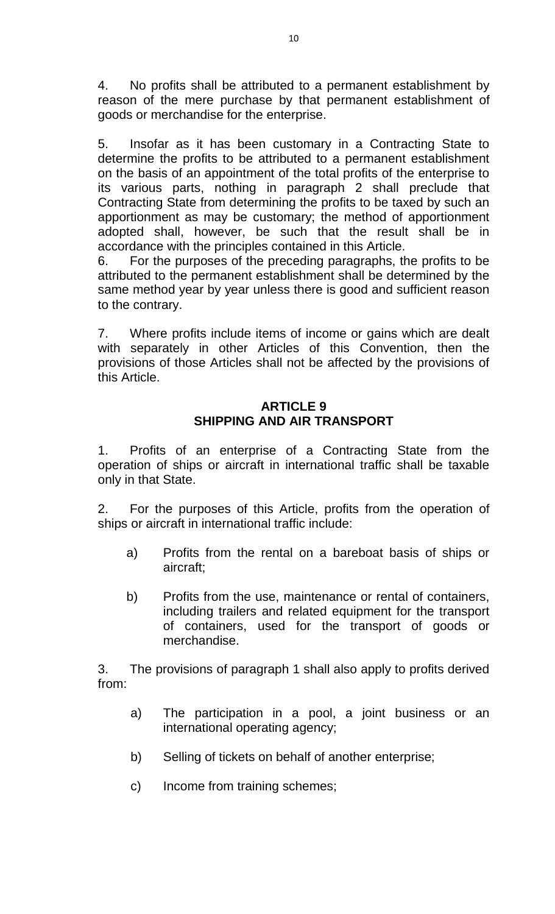4. No profits shall be attributed to a permanent establishment by reason of the mere purchase by that permanent establishment of goods or merchandise for the enterprise.

5. Insofar as it has been customary in a Contracting State to determine the profits to be attributed to a permanent establishment on the basis of an appointment of the total profits of the enterprise to its various parts, nothing in paragraph 2 shall preclude that Contracting State from determining the profits to be taxed by such an apportionment as may be customary; the method of apportionment adopted shall, however, be such that the result shall be in accordance with the principles contained in this Article.

6. For the purposes of the preceding paragraphs, the profits to be attributed to the permanent establishment shall be determined by the same method year by year unless there is good and sufficient reason to the contrary.

7. Where profits include items of income or gains which are dealt with separately in other Articles of this Convention, then the provisions of those Articles shall not be affected by the provisions of this Article.

## ARTICLE 9
## SHIPPING AND AIR TRANSPORT

1. Profits of an enterprise of a Contracting State from the operation of ships or aircraft in international traffic shall be taxable only in that State.

2. For the purposes of this Article, profits from the operation of ships or aircraft in international traffic include:

a) Profits from the rental on a bareboat basis of ships or aircraft;

b) Profits from the use, maintenance or rental of containers, including trailers and related equipment for the transport of containers, used for the transport of goods or merchandise.

3. The provisions of paragraph 1 shall also apply to profits derived from:

a) The participation in a pool, a joint business or an international operating agency;

b) Selling of tickets on behalf of another enterprise;

c) Income from training schemes;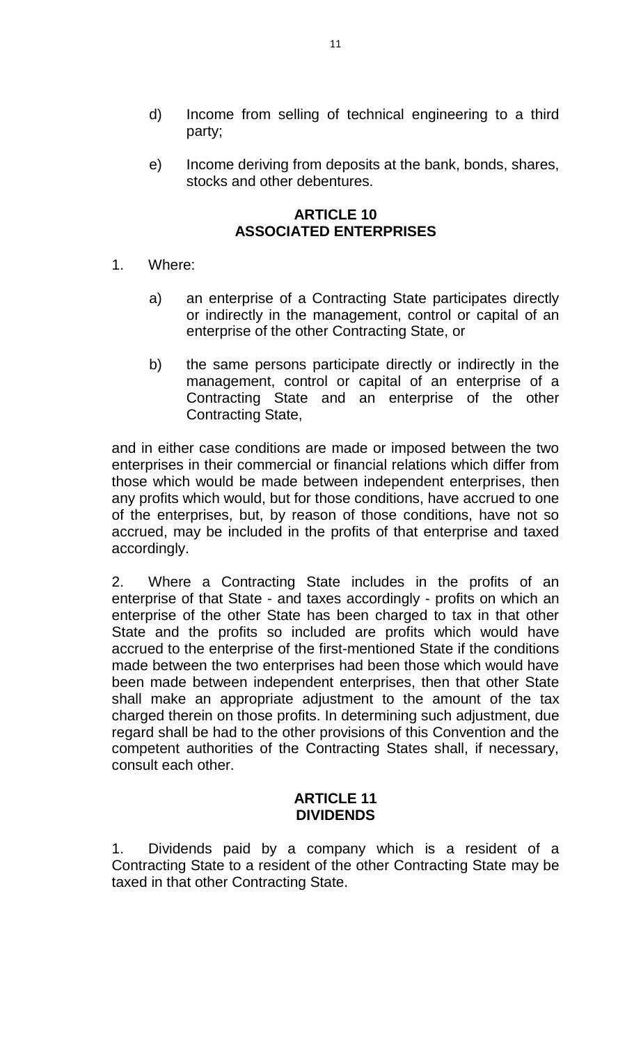d) Income from selling of technical engineering to a third party;

e) Income deriving from deposits at the bank, bonds, shares, stocks and other debentures.

## ARTICLE 10
## ASSOCIATED ENTERPRISES

1. Where:

   a) an enterprise of a Contracting State participates directly or indirectly in the management, control or capital of an enterprise of the other Contracting State, or

   b) the same persons participate directly or indirectly in the management, control or capital of an enterprise of a Contracting State and an enterprise of the other Contracting State,

and in either case conditions are made or imposed between the two enterprises in their commercial or financial relations which differ from those which would be made between independent enterprises, then any profits which would, but for those conditions, have accrued to one of the enterprises, but, by reason of those conditions, have not so accrued, may be included in the profits of that enterprise and taxed accordingly.

2. Where a Contracting State includes in the profits of an enterprise of that State - and taxes accordingly - profits on which an enterprise of the other State has been charged to tax in that other State and the profits so included are profits which would have accrued to the enterprise of the first-mentioned State if the conditions made between the two enterprises had been those which would have been made between independent enterprises, then that other State shall make an appropriate adjustment to the amount of the tax charged therein on those profits. In determining such adjustment, due regard shall be had to the other provisions of this Convention and the competent authorities of the Contracting States shall, if necessary, consult each other.

## ARTICLE 11
## DIVIDENDS

1. Dividends paid by a company which is a resident of a Contracting State to a resident of the other Contracting State may be taxed in that other Contracting State.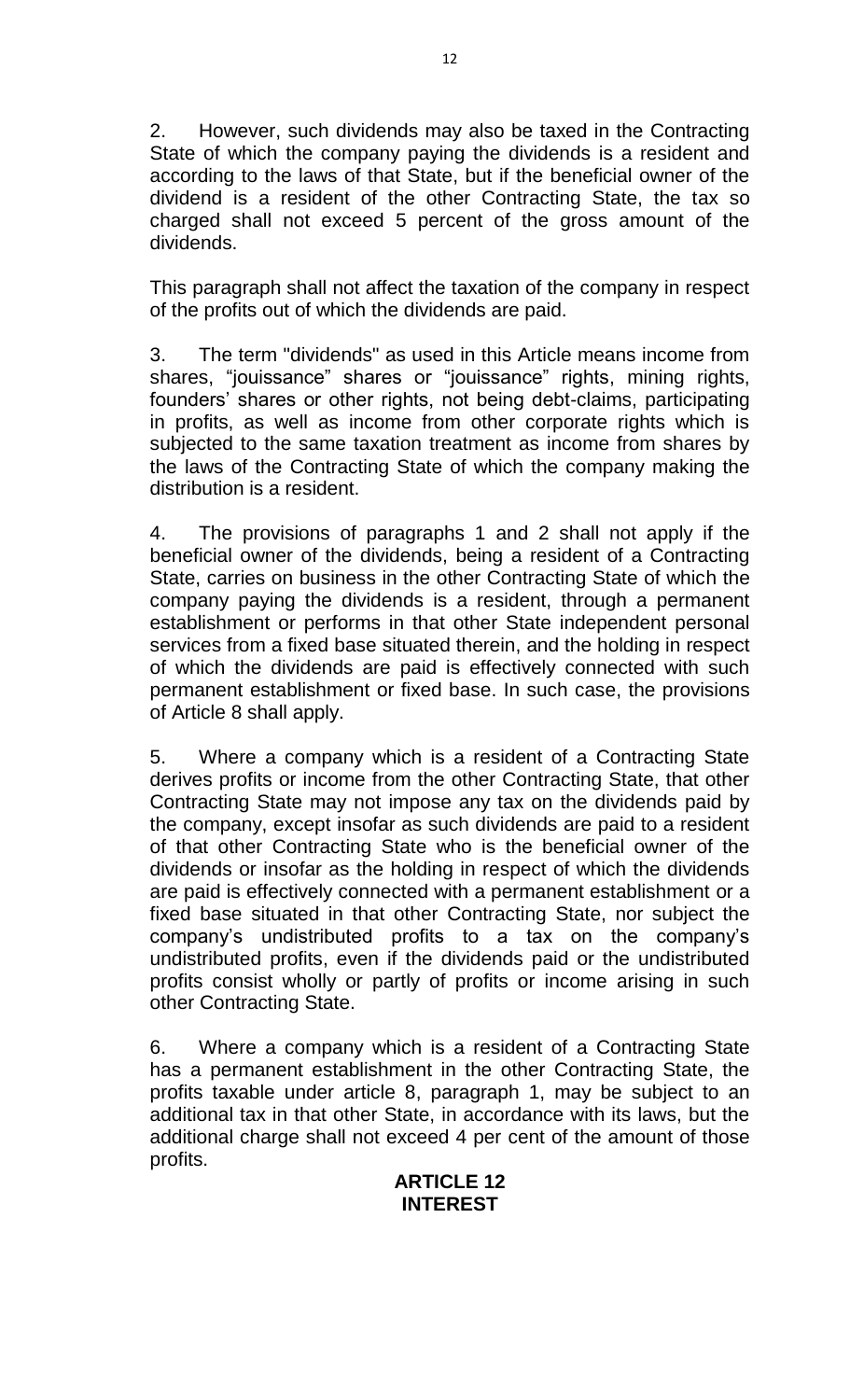2. However, such dividends may also be taxed in the Contracting State of which the company paying the dividends is a resident and according to the laws of that State, but if the beneficial owner of the dividend is a resident of the other Contracting State, the tax so charged shall not exceed 5 percent of the gross amount of the dividends.

This paragraph shall not affect the taxation of the company in respect of the profits out of which the dividends are paid.

3. The term "dividends" as used in this Article means income from shares, "jouissance" shares or "jouissance" rights, mining rights, founders' shares or other rights, not being debt-claims, participating in profits, as well as income from other corporate rights which is subjected to the same taxation treatment as income from shares by the laws of the Contracting State of which the company making the distribution is a resident.

4. The provisions of paragraphs 1 and 2 shall not apply if the beneficial owner of the dividends, being a resident of a Contracting State, carries on business in the other Contracting State of which the company paying the dividends is a resident, through a permanent establishment or performs in that other State independent personal services from a fixed base situated therein, and the holding in respect of which the dividends are paid is effectively connected with such permanent establishment or fixed base. In such case, the provisions of Article 8 shall apply.

5. Where a company which is a resident of a Contracting State derives profits or income from the other Contracting State, that other Contracting State may not impose any tax on the dividends paid by the company, except insofar as such dividends are paid to a resident of that other Contracting State who is the beneficial owner of the dividends or insofar as the holding in respect of which the dividends are paid is effectively connected with a permanent establishment or a fixed base situated in that other Contracting State, nor subject the company's undistributed profits to a tax on the company's undistributed profits, even if the dividends paid or the undistributed profits consist wholly or partly of profits or income arising in such other Contracting State.

6. Where a company which is a resident of a Contracting State has a permanent establishment in the other Contracting State, the profits taxable under article 8, paragraph 1, may be subject to an additional tax in that other State, in accordance with its laws, but the additional charge shall not exceed 4 per cent of the amount of those profits.

## ARTICLE 12
## INTEREST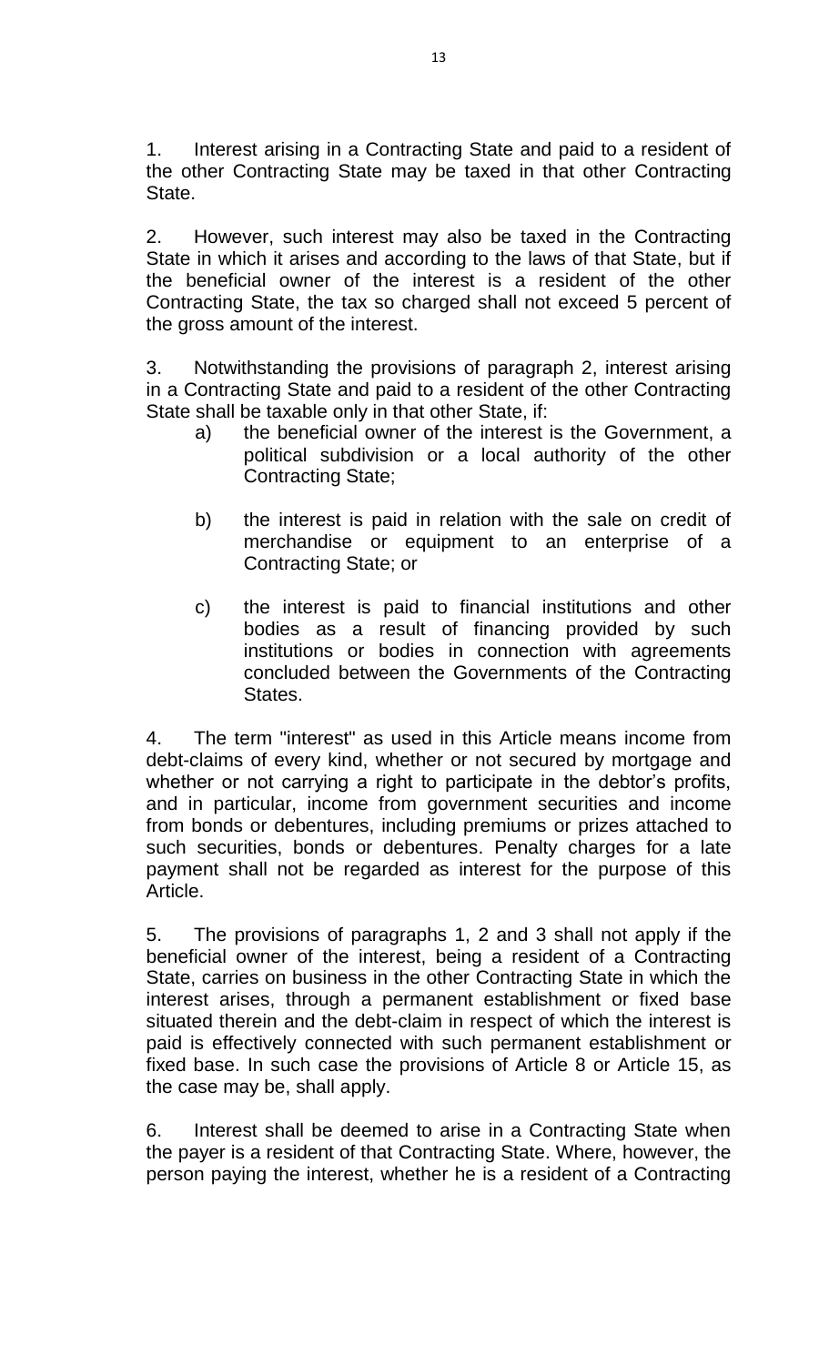1. Interest arising in a Contracting State and paid to a resident of the other Contracting State may be taxed in that other Contracting State.

2. However, such interest may also be taxed in the Contracting State in which it arises and according to the laws of that State, but if the beneficial owner of the interest is a resident of the other Contracting State, the tax so charged shall not exceed 5 percent of the gross amount of the interest.

3. Notwithstanding the provisions of paragraph 2, interest arising in a Contracting State and paid to a resident of the other Contracting State shall be taxable only in that other State, if:

   a) the beneficial owner of the interest is the Government, a political subdivision or a local authority of the other Contracting State;

   b) the interest is paid in relation with the sale on credit of merchandise or equipment to an enterprise of a Contracting State; or

   c) the interest is paid to financial institutions and other bodies as a result of financing provided by such institutions or bodies in connection with agreements concluded between the Governments of the Contracting States.

4. The term "interest" as used in this Article means income from debt-claims of every kind, whether or not secured by mortgage and whether or not carrying a right to participate in the debtor's profits, and in particular, income from government securities and income from bonds or debentures, including premiums or prizes attached to such securities, bonds or debentures. Penalty charges for a late payment shall not be regarded as interest for the purpose of this Article.

5. The provisions of paragraphs 1, 2 and 3 shall not apply if the beneficial owner of the interest, being a resident of a Contracting State, carries on business in the other Contracting State in which the interest arises, through a permanent establishment or fixed base situated therein and the debt-claim in respect of which the interest is paid is effectively connected with such permanent establishment or fixed base. In such case the provisions of Article 8 or Article 15, as the case may be, shall apply.

6. Interest shall be deemed to arise in a Contracting State when the payer is a resident of that Contracting State. Where, however, the person paying the interest, whether he is a resident of a Contracting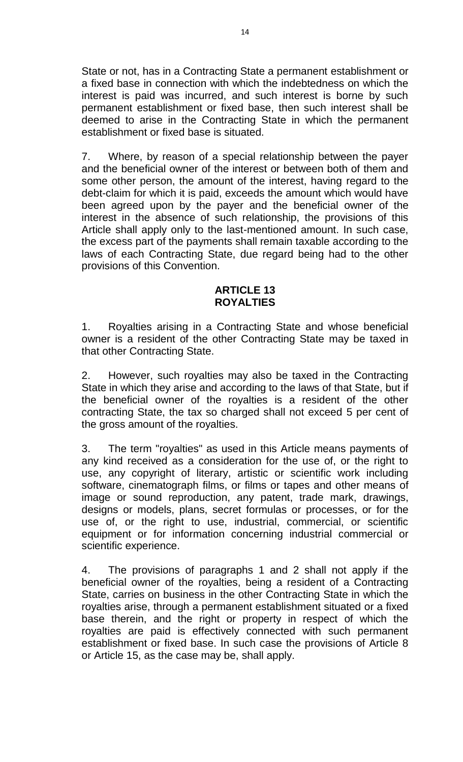State or not, has in a Contracting State a permanent establishment or a fixed base in connection with which the indebtedness on which the interest is paid was incurred, and such interest is borne by such permanent establishment or fixed base, then such interest shall be deemed to arise in the Contracting State in which the permanent establishment or fixed base is situated.

7. Where, by reason of a special relationship between the payer and the beneficial owner of the interest or between both of them and some other person, the amount of the interest, having regard to the debt-claim for which it is paid, exceeds the amount which would have been agreed upon by the payer and the beneficial owner of the interest in the absence of such relationship, the provisions of this Article shall apply only to the last-mentioned amount. In such case, the excess part of the payments shall remain taxable according to the laws of each Contracting State, due regard being had to the other provisions of this Convention.

## ARTICLE 13
## ROYALTIES

1. Royalties arising in a Contracting State and whose beneficial owner is a resident of the other Contracting State may be taxed in that other Contracting State.

2. However, such royalties may also be taxed in the Contracting State in which they arise and according to the laws of that State, but if the beneficial owner of the royalties is a resident of the other contracting State, the tax so charged shall not exceed 5 per cent of the gross amount of the royalties.

3. The term "royalties" as used in this Article means payments of any kind received as a consideration for the use of, or the right to use, any copyright of literary, artistic or scientific work including software, cinematograph films, or films or tapes and other means of image or sound reproduction, any patent, trade mark, drawings, designs or models, plans, secret formulas or processes, or for the use of, or the right to use, industrial, commercial, or scientific equipment or for information concerning industrial commercial or scientific experience.

4. The provisions of paragraphs 1 and 2 shall not apply if the beneficial owner of the royalties, being a resident of a Contracting State, carries on business in the other Contracting State in which the royalties arise, through a permanent establishment situated or a fixed base therein, and the right or property in respect of which the royalties are paid is effectively connected with such permanent establishment or fixed base. In such case the provisions of Article 8 or Article 15, as the case may be, shall apply.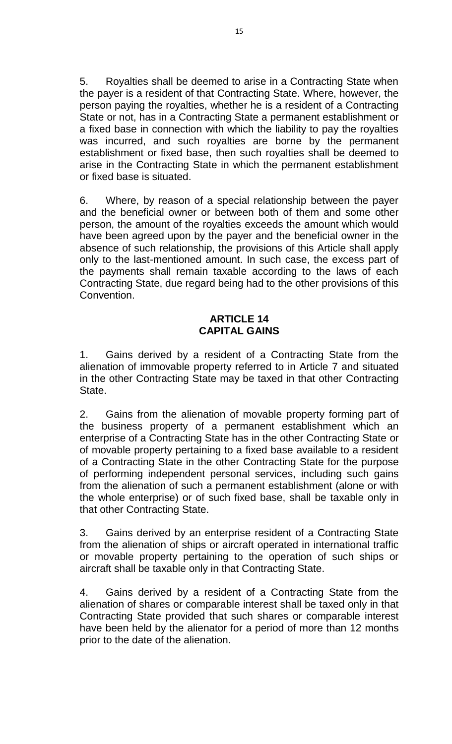5. Royalties shall be deemed to arise in a Contracting State when the payer is a resident of that Contracting State. Where, however, the person paying the royalties, whether he is a resident of a Contracting State or not, has in a Contracting State a permanent establishment or a fixed base in connection with which the liability to pay the royalties was incurred, and such royalties are borne by the permanent establishment or fixed base, then such royalties shall be deemed to arise in the Contracting State in which the permanent establishment or fixed base is situated.

6. Where, by reason of a special relationship between the payer and the beneficial owner or between both of them and some other person, the amount of the royalties exceeds the amount which would have been agreed upon by the payer and the beneficial owner in the absence of such relationship, the provisions of this Article shall apply only to the last-mentioned amount. In such case, the excess part of the payments shall remain taxable according to the laws of each Contracting State, due regard being had to the other provisions of this Convention.

## ARTICLE 14
## CAPITAL GAINS

1. Gains derived by a resident of a Contracting State from the alienation of immovable property referred to in Article 7 and situated in the other Contracting State may be taxed in that other Contracting State.

2. Gains from the alienation of movable property forming part of the business property of a permanent establishment which an enterprise of a Contracting State has in the other Contracting State or of movable property pertaining to a fixed base available to a resident of a Contracting State in the other Contracting State for the purpose of performing independent personal services, including such gains from the alienation of such a permanent establishment (alone or with the whole enterprise) or of such fixed base, shall be taxable only in that other Contracting State.

3. Gains derived by an enterprise resident of a Contracting State from the alienation of ships or aircraft operated in international traffic or movable property pertaining to the operation of such ships or aircraft shall be taxable only in that Contracting State.

4. Gains derived by a resident of a Contracting State from the alienation of shares or comparable interest shall be taxed only in that Contracting State provided that such shares or comparable interest have been held by the alienator for a period of more than 12 months prior to the date of the alienation.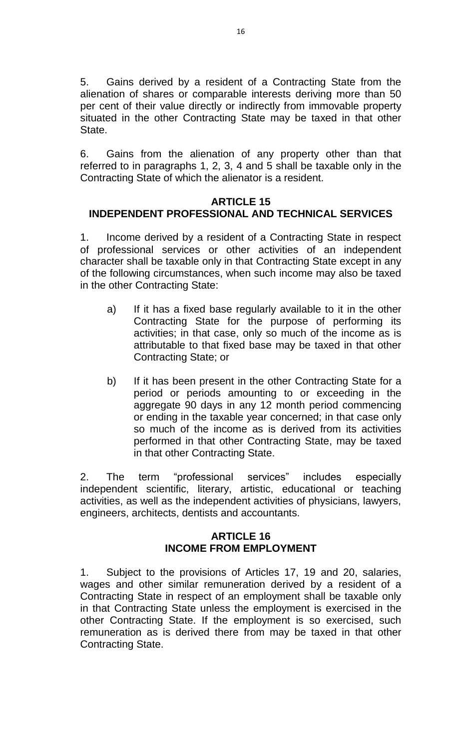5. Gains derived by a resident of a Contracting State from the alienation of shares or comparable interests deriving more than 50 per cent of their value directly or indirectly from immovable property situated in the other Contracting State may be taxed in that other State.

6. Gains from the alienation of any property other than that referred to in paragraphs 1, 2, 3, 4 and 5 shall be taxable only in the Contracting State of which the alienator is a resident.

## ARTICLE 15
## INDEPENDENT PROFESSIONAL AND TECHNICAL SERVICES

1. Income derived by a resident of a Contracting State in respect of professional services or other activities of an independent character shall be taxable only in that Contracting State except in any of the following circumstances, when such income may also be taxed in the other Contracting State:

   a) If it has a fixed base regularly available to it in the other Contracting State for the purpose of performing its activities; in that case, only so much of the income as is attributable to that fixed base may be taxed in that other Contracting State; or

   b) If it has been present in the other Contracting State for a period or periods amounting to or exceeding in the aggregate 90 days in any 12 month period commencing or ending in the taxable year concerned; in that case only so much of the income as is derived from its activities performed in that other Contracting State, may be taxed in that other Contracting State.

2. The term “professional services” includes especially independent scientific, literary, artistic, educational or teaching activities, as well as the independent activities of physicians, lawyers, engineers, architects, dentists and accountants.

## ARTICLE 16
## INCOME FROM EMPLOYMENT

1. Subject to the provisions of Articles 17, 19 and 20, salaries, wages and other similar remuneration derived by a resident of a Contracting State in respect of an employment shall be taxable only in that Contracting State unless the employment is exercised in the other Contracting State. If the employment is so exercised, such remuneration as is derived there from may be taxed in that other Contracting State.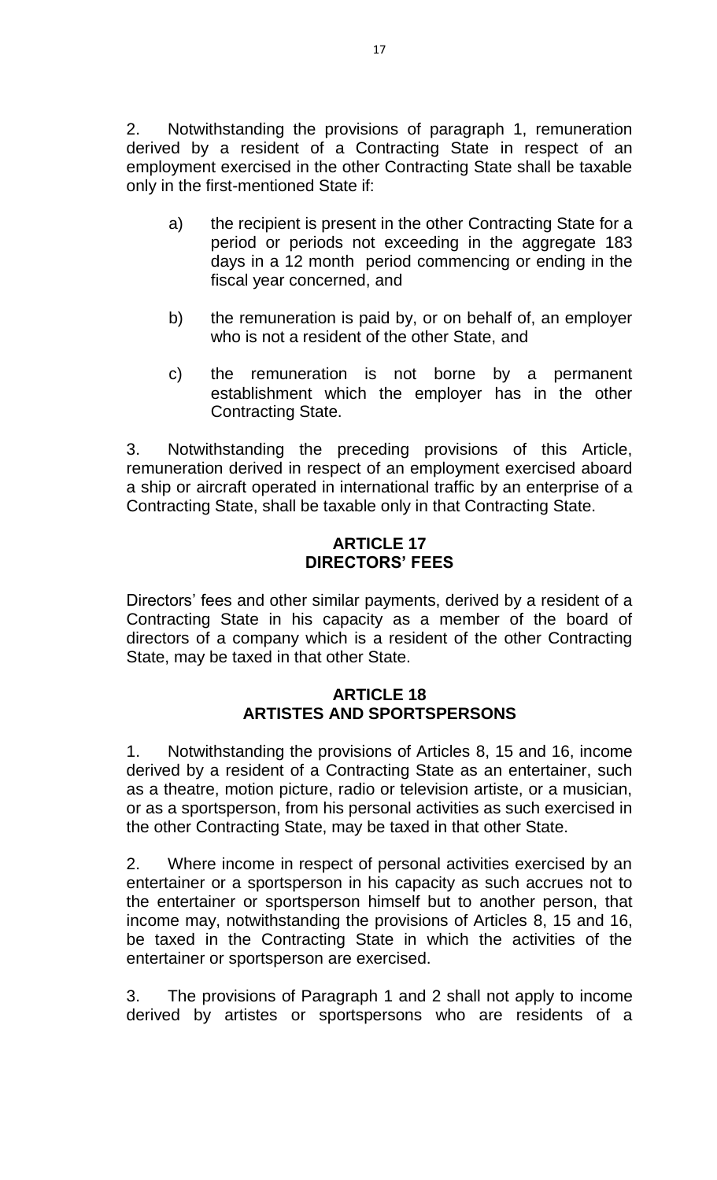2. Notwithstanding the provisions of paragraph 1, remuneration derived by a resident of a Contracting State in respect of an employment exercised in the other Contracting State shall be taxable only in the first-mentioned State if:

a) the recipient is present in the other Contracting State for a period or periods not exceeding in the aggregate 183 days in a 12 month period commencing or ending in the fiscal year concerned, and

b) the remuneration is paid by, or on behalf of, an employer who is not a resident of the other State, and

c) the remuneration is not borne by a permanent establishment which the employer has in the other Contracting State.

3. Notwithstanding the preceding provisions of this Article, remuneration derived in respect of an employment exercised aboard a ship or aircraft operated in international traffic by an enterprise of a Contracting State, shall be taxable only in that Contracting State.

## ARTICLE 17
## DIRECTORS' FEES

Directors' fees and other similar payments, derived by a resident of a Contracting State in his capacity as a member of the board of directors of a company which is a resident of the other Contracting State, may be taxed in that other State.

## ARTICLE 18
## ARTISTES AND SPORTSPERSONS

1. Notwithstanding the provisions of Articles 8, 15 and 16, income derived by a resident of a Contracting State as an entertainer, such as a theatre, motion picture, radio or television artiste, or a musician, or as a sportsperson, from his personal activities as such exercised in the other Contracting State, may be taxed in that other State.

2. Where income in respect of personal activities exercised by an entertainer or a sportsperson in his capacity as such accrues not to the entertainer or sportsperson himself but to another person, that income may, notwithstanding the provisions of Articles 8, 15 and 16, be taxed in the Contracting State in which the activities of the entertainer or sportsperson are exercised.

3. The provisions of Paragraph 1 and 2 shall not apply to income derived by artistes or sportspersons who are residents of a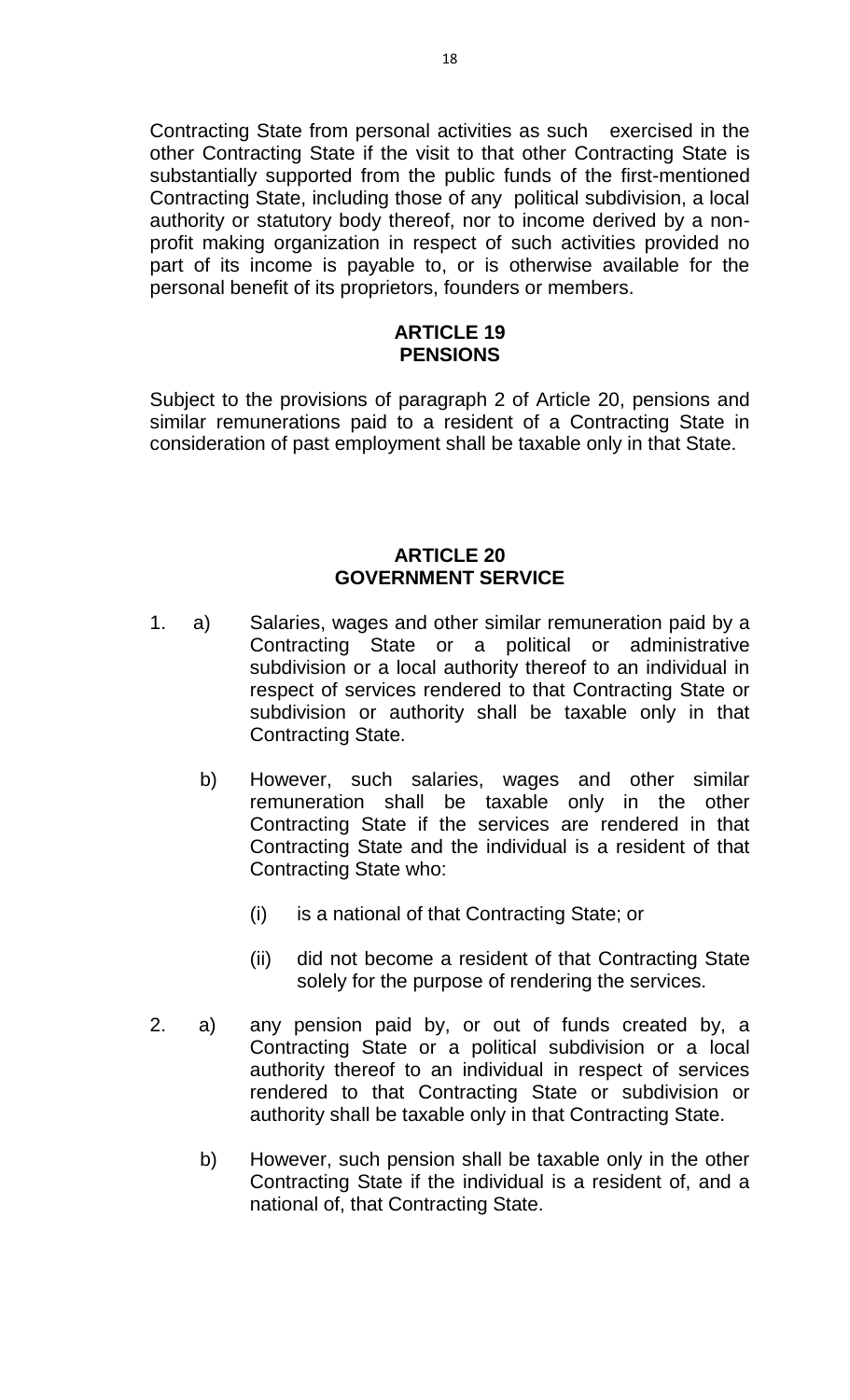Contracting State from personal activities as such exercised in the other Contracting State if the visit to that other Contracting State is substantially supported from the public funds of the first-mentioned Contracting State, including those of any political subdivision, a local authority or statutory body thereof, nor to income derived by a non-profit making organization in respect of such activities provided no part of its income is payable to, or is otherwise available for the personal benefit of its proprietors, founders or members.

## ARTICLE 19
## PENSIONS

Subject to the provisions of paragraph 2 of Article 20, pensions and similar remunerations paid to a resident of a Contracting State in consideration of past employment shall be taxable only in that State.

## ARTICLE 20
## GOVERNMENT SERVICE

1. a) Salaries, wages and other similar remuneration paid by a Contracting State or a political or administrative subdivision or a local authority thereof to an individual in respect of services rendered to that Contracting State or subdivision or authority shall be taxable only in that Contracting State.

   b) However, such salaries, wages and other similar remuneration shall be taxable only in the other Contracting State if the services are rendered in that Contracting State and the individual is a resident of that Contracting State who:

      (i) is a national of that Contracting State; or

      (ii) did not become a resident of that Contracting State solely for the purpose of rendering the services.

2. a) any pension paid by, or out of funds created by, a Contracting State or a political subdivision or a local authority thereof to an individual in respect of services rendered to that Contracting State or subdivision or authority shall be taxable only in that Contracting State.

   b) However, such pension shall be taxable only in the other Contracting State if the individual is a resident of, and a national of, that Contracting State.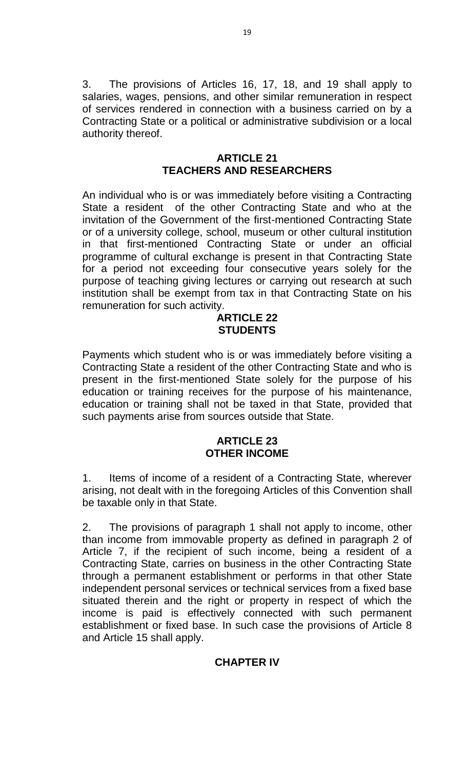3. The provisions of Articles 16, 17, 18, and 19 shall apply to salaries, wages, pensions, and other similar remuneration in respect of services rendered in connection with a business carried on by a Contracting State or a political or administrative subdivision or a local authority thereof.

## ARTICLE 21
## TEACHERS AND RESEARCHERS

An individual who is or was immediately before visiting a Contracting State a resident of the other Contracting State and who at the invitation of the Government of the first-mentioned Contracting State or of a university college, school, museum or other cultural institution in that first-mentioned Contracting State or under an official programme of cultural exchange is present in that Contracting State for a period not exceeding four consecutive years solely for the purpose of teaching giving lectures or carrying out research at such institution shall be exempt from tax in that Contracting State on his remuneration for such activity.

## ARTICLE 22
## STUDENTS

Payments which student who is or was immediately before visiting a Contracting State a resident of the other Contracting State and who is present in the first-mentioned State solely for the purpose of his education or training receives for the purpose of his maintenance, education or training shall not be taxed in that State, provided that such payments arise from sources outside that State.

## ARTICLE 23
## OTHER INCOME

1. Items of income of a resident of a Contracting State, wherever arising, not dealt with in the foregoing Articles of this Convention shall be taxable only in that State.

2. The provisions of paragraph 1 shall not apply to income, other than income from immovable property as defined in paragraph 2 of Article 7, if the recipient of such income, being a resident of a Contracting State, carries on business in the other Contracting State through a permanent establishment or performs in that other State independent personal services or technical services from a fixed base situated therein and the right or property in respect of which the income is paid is effectively connected with such permanent establishment or fixed base. In such case the provisions of Article 8 and Article 15 shall apply.

## CHAPTER IV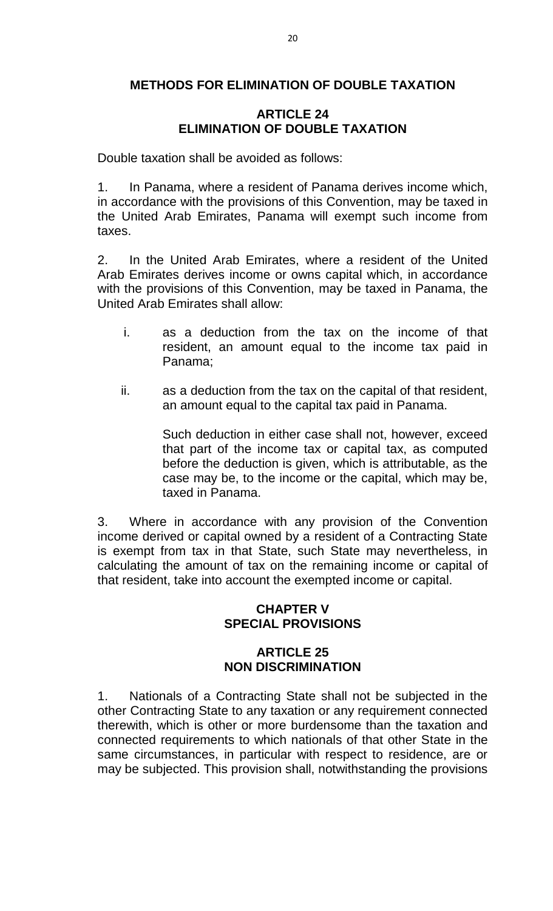## METHODS FOR ELIMINATION OF DOUBLE TAXATION

### ARTICLE 24
### ELIMINATION OF DOUBLE TAXATION

Double taxation shall be avoided as follows:

1. In Panama, where a resident of Panama derives income which, in accordance with the provisions of this Convention, may be taxed in the United Arab Emirates, Panama will exempt such income from taxes.

2. In the United Arab Emirates, where a resident of the United Arab Emirates derives income or owns capital which, in accordance with the provisions of this Convention, may be taxed in Panama, the United Arab Emirates shall allow:

   i. as a deduction from the tax on the income of that resident, an amount equal to the income tax paid in Panama;

   ii. as a deduction from the tax on the capital of that resident, an amount equal to the capital tax paid in Panama.

   Such deduction in either case shall not, however, exceed that part of the income tax or capital tax, as computed before the deduction is given, which is attributable, as the case may be, to the income or the capital, which may be, taxed in Panama.

3. Where in accordance with any provision of the Convention income derived or capital owned by a resident of a Contracting State is exempt from tax in that State, such State may nevertheless, in calculating the amount of tax on the remaining income or capital of that resident, take into account the exempted income or capital.

## CHAPTER V
## SPECIAL PROVISIONS

### ARTICLE 25
### NON DISCRIMINATION

1. Nationals of a Contracting State shall not be subjected in the other Contracting State to any taxation or any requirement connected therewith, which is other or more burdensome than the taxation and connected requirements to which nationals of that other State in the same circumstances, in particular with respect to residence, are or may be subjected. This provision shall, notwithstanding the provisions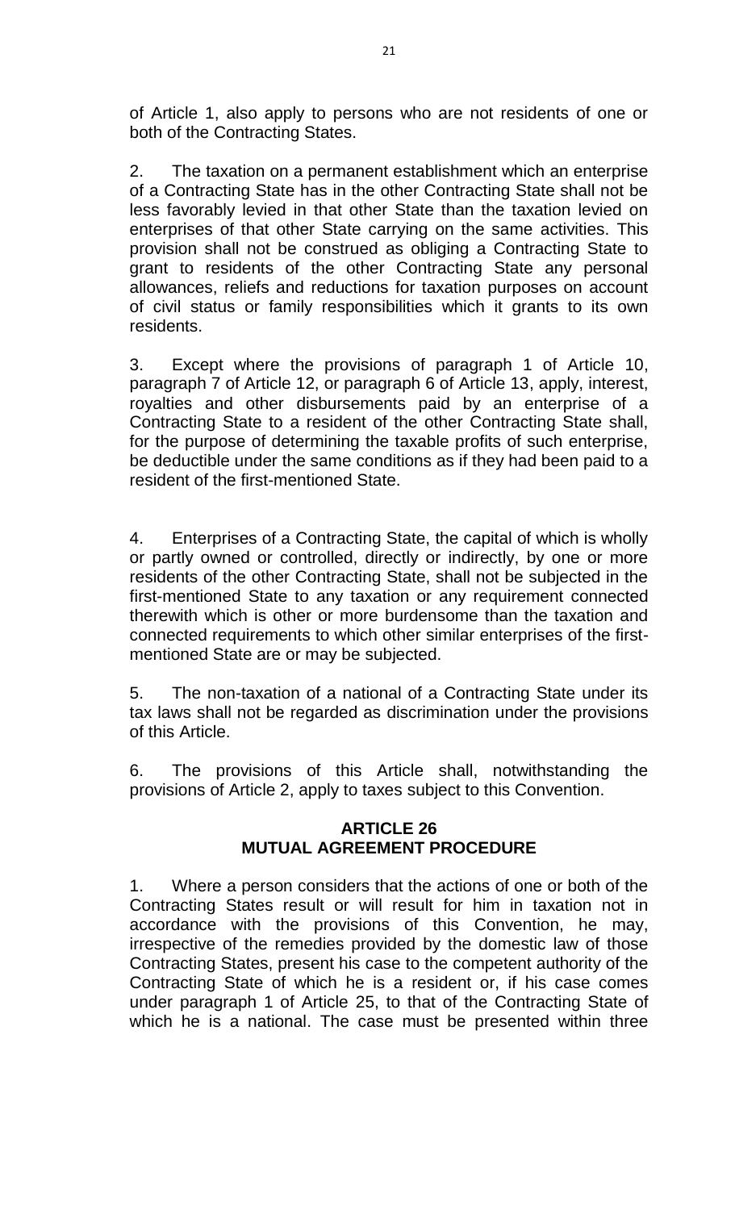of Article 1, also apply to persons who are not residents of one or both of the Contracting States.

2. The taxation on a permanent establishment which an enterprise of a Contracting State has in the other Contracting State shall not be less favorably levied in that other State than the taxation levied on enterprises of that other State carrying on the same activities. This provision shall not be construed as obliging a Contracting State to grant to residents of the other Contracting State any personal allowances, reliefs and reductions for taxation purposes on account of civil status or family responsibilities which it grants to its own residents.

3. Except where the provisions of paragraph 1 of Article 10, paragraph 7 of Article 12, or paragraph 6 of Article 13, apply, interest, royalties and other disbursements paid by an enterprise of a Contracting State to a resident of the other Contracting State shall, for the purpose of determining the taxable profits of such enterprise, be deductible under the same conditions as if they had been paid to a resident of the first-mentioned State.

4. Enterprises of a Contracting State, the capital of which is wholly or partly owned or controlled, directly or indirectly, by one or more residents of the other Contracting State, shall not be subjected in the first-mentioned State to any taxation or any requirement connected therewith which is other or more burdensome than the taxation and connected requirements to which other similar enterprises of the first-mentioned State are or may be subjected.

5. The non-taxation of a national of a Contracting State under its tax laws shall not be regarded as discrimination under the provisions of this Article.

6. The provisions of this Article shall, notwithstanding the provisions of Article 2, apply to taxes subject to this Convention.

## ARTICLE 26
## MUTUAL AGREEMENT PROCEDURE

1. Where a person considers that the actions of one or both of the Contracting States result or will result for him in taxation not in accordance with the provisions of this Convention, he may, irrespective of the remedies provided by the domestic law of those Contracting States, present his case to the competent authority of the Contracting State of which he is a resident or, if his case comes under paragraph 1 of Article 25, to that of the Contracting State of which he is a national. The case must be presented within three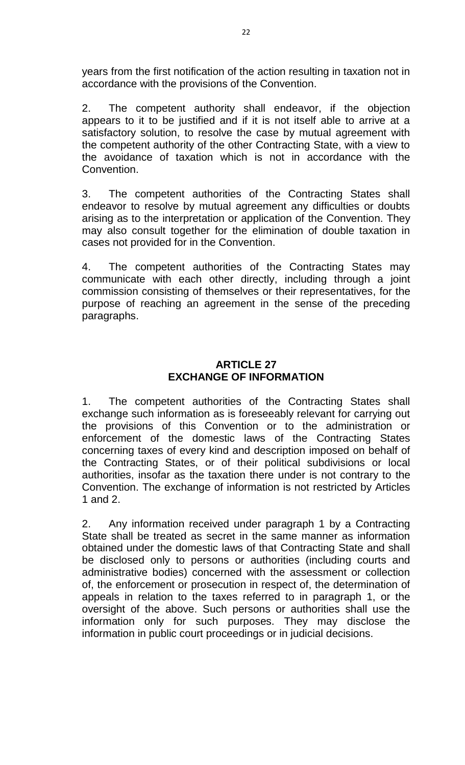years from the first notification of the action resulting in taxation not in accordance with the provisions of the Convention.

2. The competent authority shall endeavor, if the objection appears to it to be justified and if it is not itself able to arrive at a satisfactory solution, to resolve the case by mutual agreement with the competent authority of the other Contracting State, with a view to the avoidance of taxation which is not in accordance with the Convention.

3. The competent authorities of the Contracting States shall endeavor to resolve by mutual agreement any difficulties or doubts arising as to the interpretation or application of the Convention. They may also consult together for the elimination of double taxation in cases not provided for in the Convention.

4. The competent authorities of the Contracting States may communicate with each other directly, including through a joint commission consisting of themselves or their representatives, for the purpose of reaching an agreement in the sense of the preceding paragraphs.

## ARTICLE 27
## EXCHANGE OF INFORMATION

1. The competent authorities of the Contracting States shall exchange such information as is foreseeably relevant for carrying out the provisions of this Convention or to the administration or enforcement of the domestic laws of the Contracting States concerning taxes of every kind and description imposed on behalf of the Contracting States, or of their political subdivisions or local authorities, insofar as the taxation there under is not contrary to the Convention. The exchange of information is not restricted by Articles 1 and 2.

2. Any information received under paragraph 1 by a Contracting State shall be treated as secret in the same manner as information obtained under the domestic laws of that Contracting State and shall be disclosed only to persons or authorities (including courts and administrative bodies) concerned with the assessment or collection of, the enforcement or prosecution in respect of, the determination of appeals in relation to the taxes referred to in paragraph 1, or the oversight of the above. Such persons or authorities shall use the information only for such purposes. They may disclose the information in public court proceedings or in judicial decisions.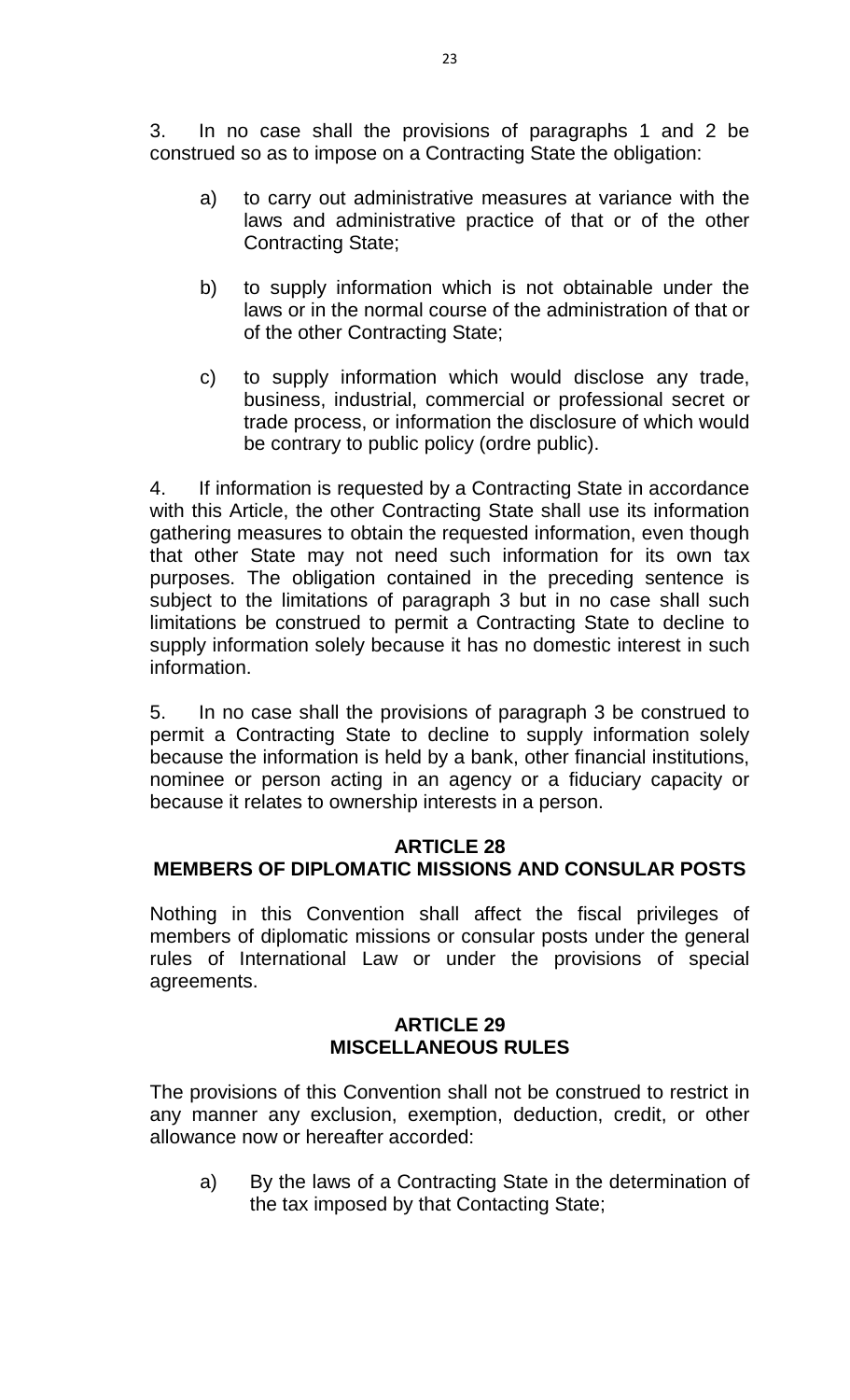3. In no case shall the provisions of paragraphs 1 and 2 be construed so as to impose on a Contracting State the obligation:

a) to carry out administrative measures at variance with the laws and administrative practice of that or of the other Contracting State;

b) to supply information which is not obtainable under the laws or in the normal course of the administration of that or of the other Contracting State;

c) to supply information which would disclose any trade, business, industrial, commercial or professional secret or trade process, or information the disclosure of which would be contrary to public policy (ordre public).

4. If information is requested by a Contracting State in accordance with this Article, the other Contracting State shall use its information gathering measures to obtain the requested information, even though that other State may not need such information for its own tax purposes. The obligation contained in the preceding sentence is subject to the limitations of paragraph 3 but in no case shall such limitations be construed to permit a Contracting State to decline to supply information solely because it has no domestic interest in such information.

5. In no case shall the provisions of paragraph 3 be construed to permit a Contracting State to decline to supply information solely because the information is held by a bank, other financial institutions, nominee or person acting in an agency or a fiduciary capacity or because it relates to ownership interests in a person.

## ARTICLE 28
## MEMBERS OF DIPLOMATIC MISSIONS AND CONSULAR POSTS

Nothing in this Convention shall affect the fiscal privileges of members of diplomatic missions or consular posts under the general rules of International Law or under the provisions of special agreements.

## ARTICLE 29
## MISCELLANEOUS RULES

The provisions of this Convention shall not be construed to restrict in any manner any exclusion, exemption, deduction, credit, or other allowance now or hereafter accorded:

a) By the laws of a Contracting State in the determination of the tax imposed by that Contacting State;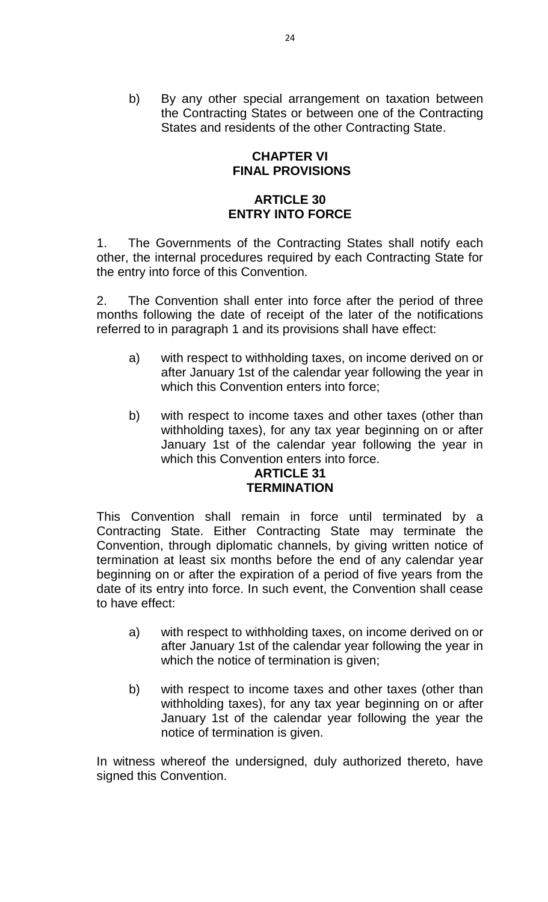b) By any other special arrangement on taxation between the Contracting States or between one of the Contracting States and residents of the other Contracting State.

## CHAPTER VI
## FINAL PROVISIONS

### ARTICLE 30
### ENTRY INTO FORCE

1. The Governments of the Contracting States shall notify each other, the internal procedures required by each Contracting State for the entry into force of this Convention.

2. The Convention shall enter into force after the period of three months following the date of receipt of the later of the notifications referred to in paragraph 1 and its provisions shall have effect:

a) with respect to withholding taxes, on income derived on or after January 1st of the calendar year following the year in which this Convention enters into force;

b) with respect to income taxes and other taxes (other than withholding taxes), for any tax year beginning on or after January 1st of the calendar year following the year in which this Convention enters into force.

### ARTICLE 31
### TERMINATION

This Convention shall remain in force until terminated by a Contracting State. Either Contracting State may terminate the Convention, through diplomatic channels, by giving written notice of termination at least six months before the end of any calendar year beginning on or after the expiration of a period of five years from the date of its entry into force. In such event, the Convention shall cease to have effect:

a) with respect to withholding taxes, on income derived on or after January 1st of the calendar year following the year in which the notice of termination is given;

b) with respect to income taxes and other taxes (other than withholding taxes), for any tax year beginning on or after January 1st of the calendar year following the year the notice of termination is given.

In witness whereof the undersigned, duly authorized thereto, have signed this Convention.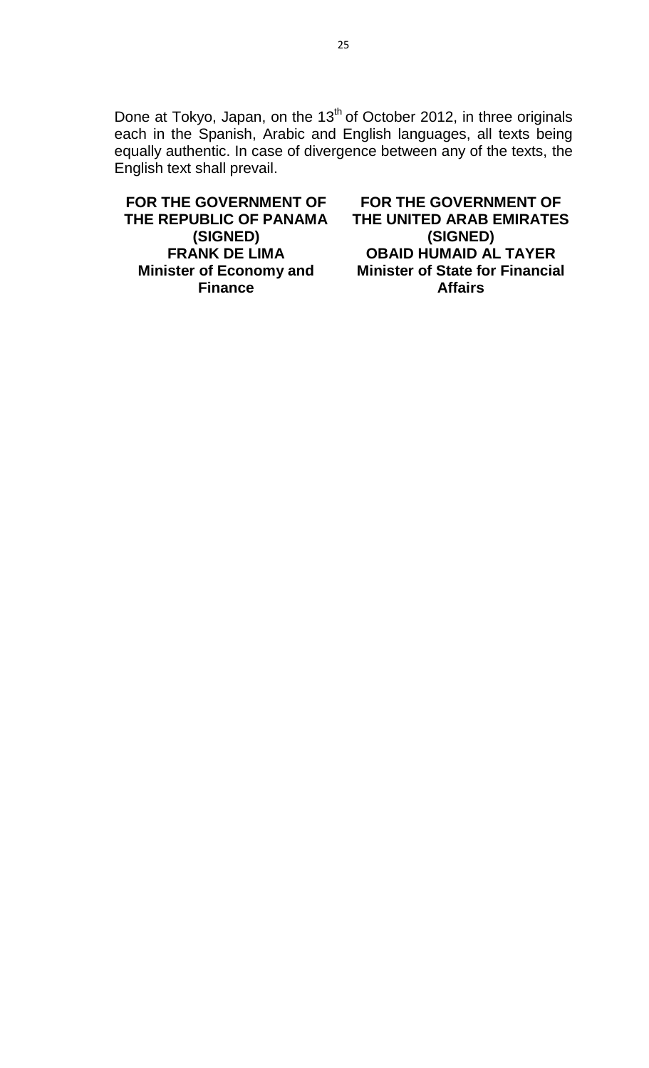Done at Tokyo, Japan, on the 13th of October 2012, in three originals each in the Spanish, Arabic and English languages, all texts being equally authentic. In case of divergence between any of the texts, the English text shall prevail.

| **FOR THE GOVERNMENT OF THE REPUBLIC OF PANAMA** | **FOR THE GOVERNMENT OF THE UNITED ARAB EMIRATES** |
|---|---|
| **(SIGNED)** | **(SIGNED)** |
| **FRANK DE LIMA** | **OBAID HUMAID AL TAYER** |
| **Minister of Economy and Finance** | **Minister of State for Financial Affairs** |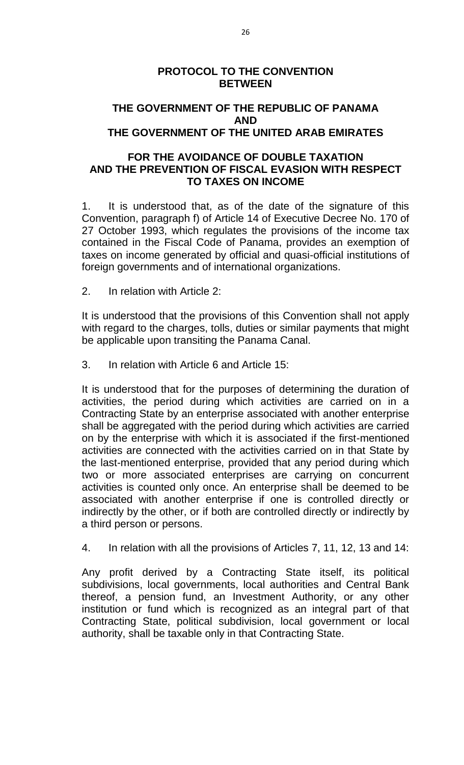# PROTOCOL TO THE CONVENTION BETWEEN

# THE GOVERNMENT OF THE REPUBLIC OF PANAMA AND THE GOVERNMENT OF THE UNITED ARAB EMIRATES

# FOR THE AVOIDANCE OF DOUBLE TAXATION AND THE PREVENTION OF FISCAL EVASION WITH RESPECT TO TAXES ON INCOME

1. It is understood that, as of the date of the signature of this Convention, paragraph f) of Article 14 of Executive Decree No. 170 of 27 October 1993, which regulates the provisions of the income tax contained in the Fiscal Code of Panama, provides an exemption of taxes on income generated by official and quasi-official institutions of foreign governments and of international organizations.

2. In relation with Article 2:

It is understood that the provisions of this Convention shall not apply with regard to the charges, tolls, duties or similar payments that might be applicable upon transiting the Panama Canal.

3. In relation with Article 6 and Article 15:

It is understood that for the purposes of determining the duration of activities, the period during which activities are carried on in a Contracting State by an enterprise associated with another enterprise shall be aggregated with the period during which activities are carried on by the enterprise with which it is associated if the first-mentioned activities are connected with the activities carried on in that State by the last-mentioned enterprise, provided that any period during which two or more associated enterprises are carrying on concurrent activities is counted only once. An enterprise shall be deemed to be associated with another enterprise if one is controlled directly or indirectly by the other, or if both are controlled directly or indirectly by a third person or persons.

4. In relation with all the provisions of Articles 7, 11, 12, 13 and 14:

Any profit derived by a Contracting State itself, its political subdivisions, local governments, local authorities and Central Bank thereof, a pension fund, an Investment Authority, or any other institution or fund which is recognized as an integral part of that Contracting State, political subdivision, local government or local authority, shall be taxable only in that Contracting State.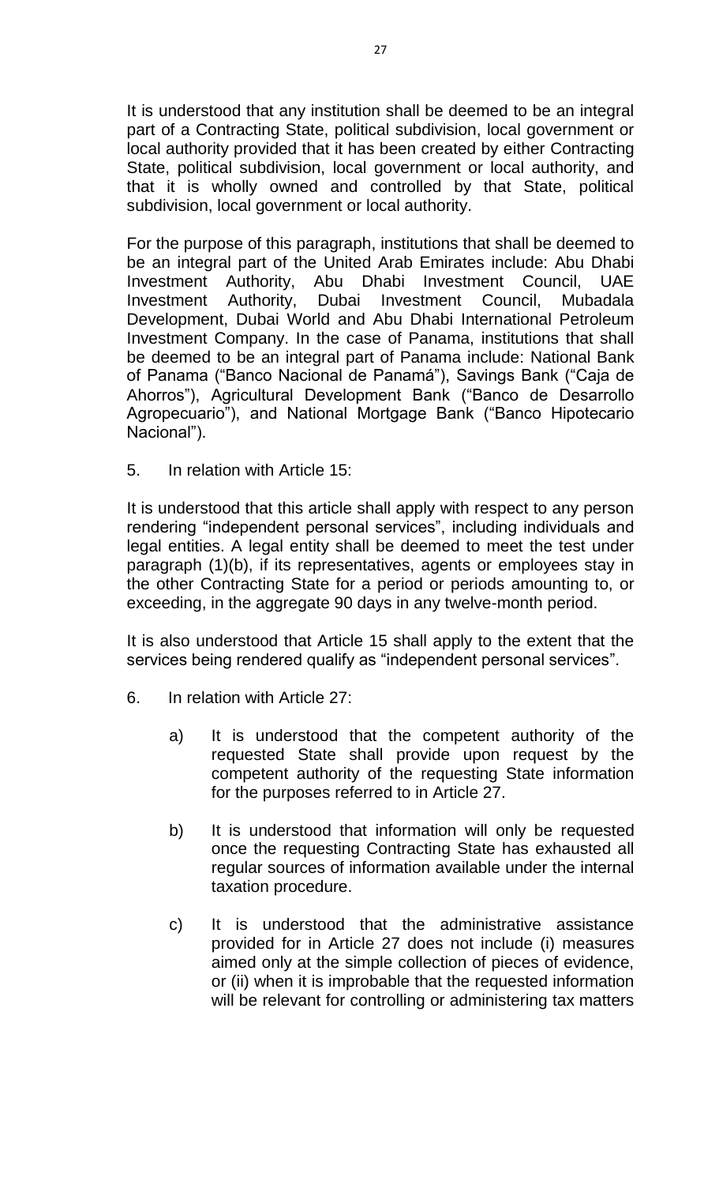It is understood that any institution shall be deemed to be an integral part of a Contracting State, political subdivision, local government or local authority provided that it has been created by either Contracting State, political subdivision, local government or local authority, and that it is wholly owned and controlled by that State, political subdivision, local government or local authority.

For the purpose of this paragraph, institutions that shall be deemed to be an integral part of the United Arab Emirates include: Abu Dhabi Investment Authority, Abu Dhabi Investment Council, UAE Investment Authority, Dubai Investment Council, Mubadala Development, Dubai World and Abu Dhabi International Petroleum Investment Company. In the case of Panama, institutions that shall be deemed to be an integral part of Panama include: National Bank of Panama ("Banco Nacional de Panamá"), Savings Bank ("Caja de Ahorros"), Agricultural Development Bank ("Banco de Desarrollo Agropecuario"), and National Mortgage Bank ("Banco Hipotecario Nacional").

5. In relation with Article 15:

It is understood that this article shall apply with respect to any person rendering "independent personal services", including individuals and legal entities. A legal entity shall be deemed to meet the test under paragraph (1)(b), if its representatives, agents or employees stay in the other Contracting State for a period or periods amounting to, or exceeding, in the aggregate 90 days in any twelve-month period.

It is also understood that Article 15 shall apply to the extent that the services being rendered qualify as "independent personal services".

6. In relation with Article 27:

a) It is understood that the competent authority of the requested State shall provide upon request by the competent authority of the requesting State information for the purposes referred to in Article 27.

b) It is understood that information will only be requested once the requesting Contracting State has exhausted all regular sources of information available under the internal taxation procedure.

c) It is understood that the administrative assistance provided for in Article 27 does not include (i) measures aimed only at the simple collection of pieces of evidence, or (ii) when it is improbable that the requested information will be relevant for controlling or administering tax matters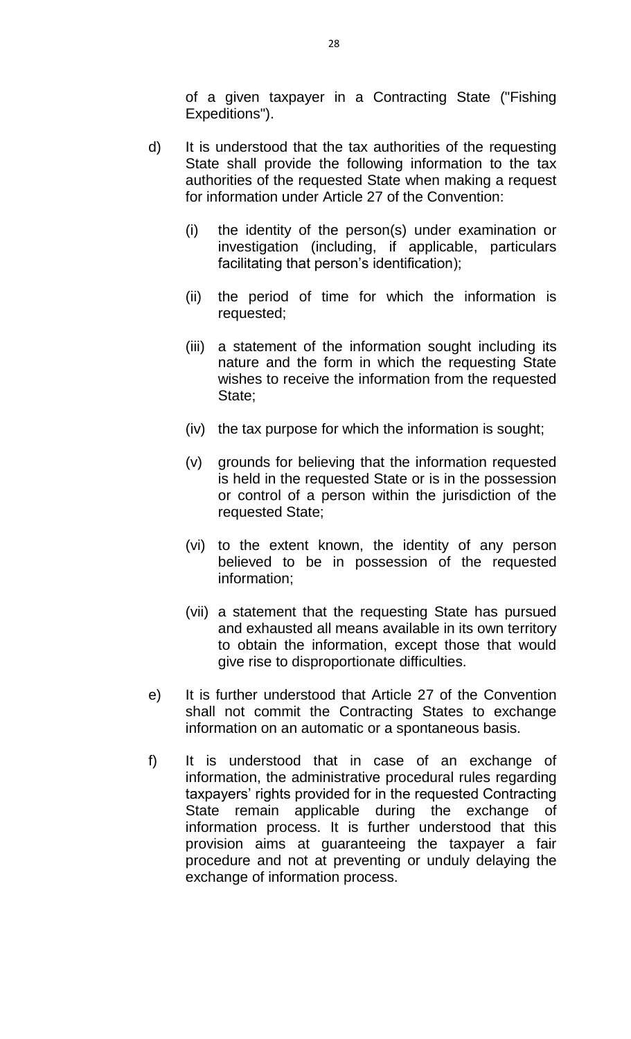of a given taxpayer in a Contracting State ("Fishing Expeditions").

d) It is understood that the tax authorities of the requesting State shall provide the following information to the tax authorities of the requested State when making a request for information under Article 27 of the Convention:

   (i) the identity of the person(s) under examination or investigation (including, if applicable, particulars facilitating that person's identification);

   (ii) the period of time for which the information is requested;

   (iii) a statement of the information sought including its nature and the form in which the requesting State wishes to receive the information from the requested State;

   (iv) the tax purpose for which the information is sought;

   (v) grounds for believing that the information requested is held in the requested State or is in the possession or control of a person within the jurisdiction of the requested State;

   (vi) to the extent known, the identity of any person believed to be in possession of the requested information;

   (vii) a statement that the requesting State has pursued and exhausted all means available in its own territory to obtain the information, except those that would give rise to disproportionate difficulties.

e) It is further understood that Article 27 of the Convention shall not commit the Contracting States to exchange information on an automatic or a spontaneous basis.

f) It is understood that in case of an exchange of information, the administrative procedural rules regarding taxpayers' rights provided for in the requested Contracting State remain applicable during the exchange of information process. It is further understood that this provision aims at guaranteeing the taxpayer a fair procedure and not at preventing or unduly delaying the exchange of information process.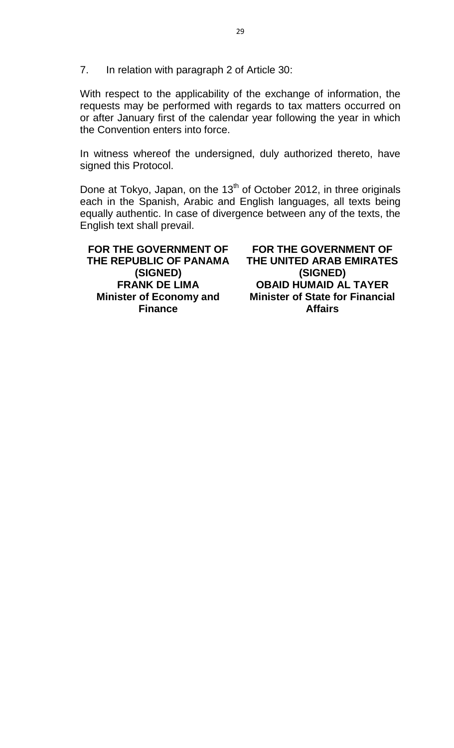7. In relation with paragraph 2 of Article 30:

With respect to the applicability of the exchange of information, the requests may be performed with regards to tax matters occurred on or after January first of the calendar year following the year in which the Convention enters into force.

In witness whereof the undersigned, duly authorized thereto, have signed this Protocol.

Done at Tokyo, Japan, on the 13th of October 2012, in three originals each in the Spanish, Arabic and English languages, all texts being equally authentic. In case of divergence between any of the texts, the English text shall prevail.

| | |
|---|---|
| **FOR THE GOVERNMENT OF THE REPUBLIC OF PANAMA** | **FOR THE GOVERNMENT OF THE UNITED ARAB EMIRATES** |
| **(SIGNED)** | **(SIGNED)** |
| **FRANK DE LIMA** | **OBAID HUMAID AL TAYER** |
| **Minister of Economy and Finance** | **Minister of State for Financial Affairs** |